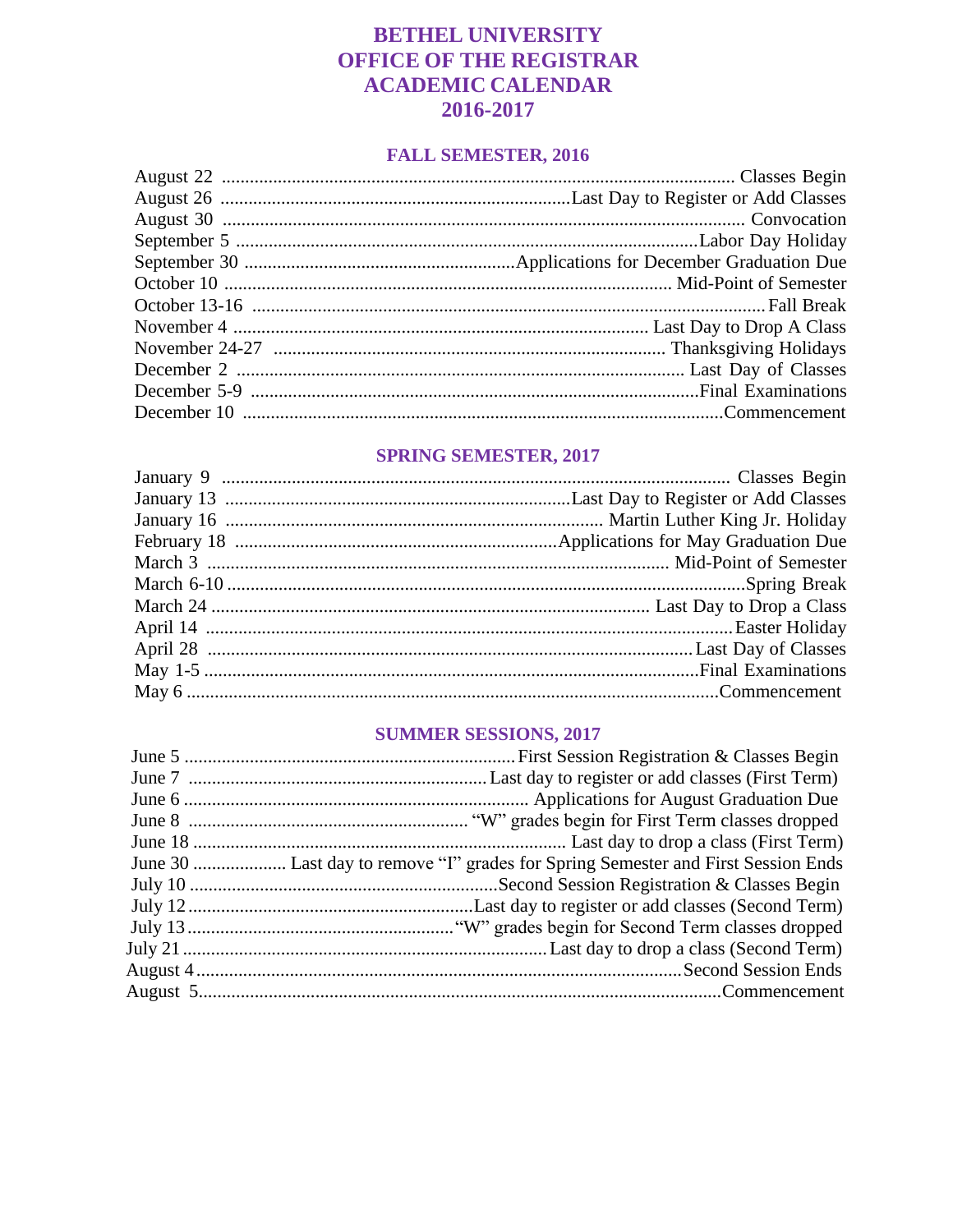# BETHEL UNIVERSITY
# OFFICE OF THE REGISTRAR
# ACADEMIC CALENDAR
# 2016-2017

## FALL SEMESTER, 2016

| Date | Event |
|---|---|
| August 22 | Classes Begin |
| August 26 | Last Day to Register or Add Classes |
| August 30 | Convocation |
| September 5 | Labor Day Holiday |
| September 30 | Applications for December Graduation Due |
| October 10 | Mid-Point of Semester |
| October 13-16 | Fall Break |
| November 4 | Last Day to Drop A Class |
| November 24-27 | Thanksgiving Holidays |
| December 2 | Last Day of Classes |
| December 5-9 | Final Examinations |
| December 10 | Commencement |

## SPRING SEMESTER, 2017

| Date | Event |
|---|---|
| January 9 | Classes Begin |
| January 13 | Last Day to Register or Add Classes |
| January 16 | Martin Luther King Jr. Holiday |
| February 18 | Applications for May Graduation Due |
| March 3 | Mid-Point of Semester |
| March 6-10 | Spring Break |
| March 24 | Last Day to Drop a Class |
| April 14 | Easter Holiday |
| April 28 | Last Day of Classes |
| May 1-5 | Final Examinations |
| May 6 | Commencement |

## SUMMER SESSIONS, 2017

| Date | Event |
|---|---|
| June 5 | First Session Registration & Classes Begin |
| June 7 | Last day to register or add classes (First Term) |
| June 6 | Applications for August Graduation Due |
| June 8 | "W" grades begin for First Term classes dropped |
| June 18 | Last day to drop a class (First Term) |
| June 30 | Last day to remove "I" grades for Spring Semester and First Session Ends |
| July 10 | Second Session Registration & Classes Begin |
| July 12 | Last day to register or add classes (Second Term) |
| July 13 | "W" grades begin for Second Term classes dropped |
| July 21 | Last day to drop a class (Second Term) |
| August 4 | Second Session Ends |
| August 5 | Commencement |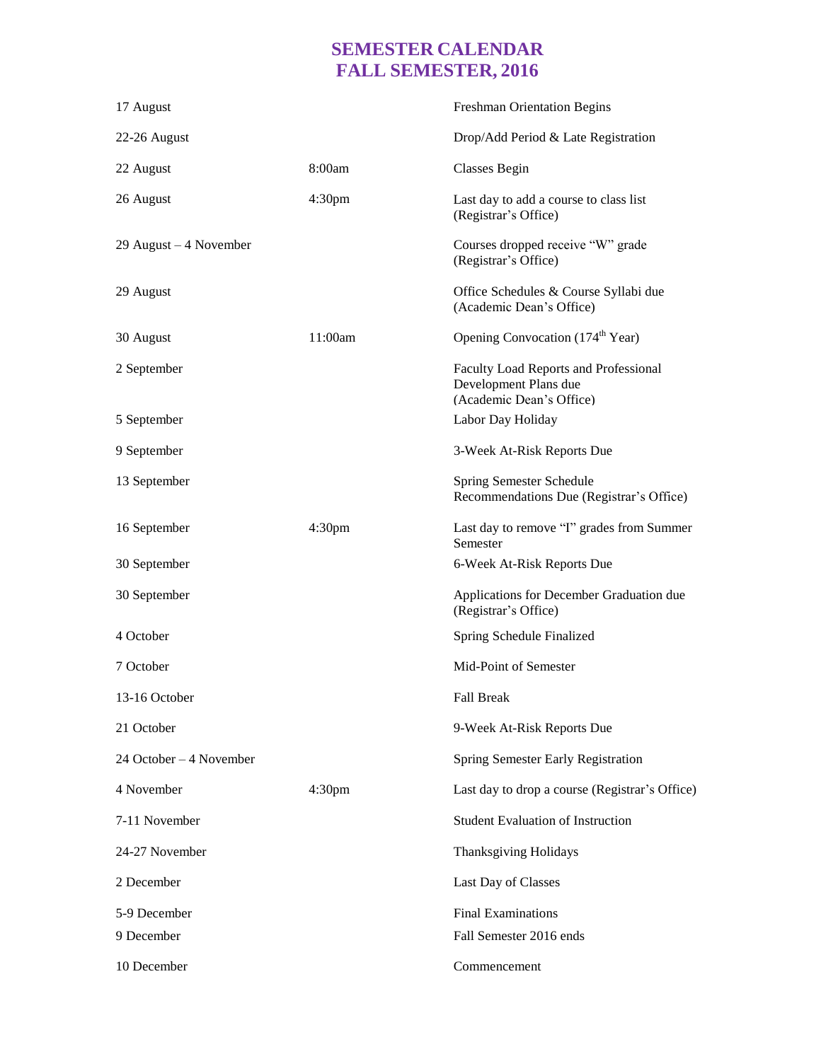# SEMESTER CALENDAR
# FALL SEMESTER, 2016

| Date | Time | Event |
|---|---|---|
| 17 August | | Freshman Orientation Begins |
| 22-26 August | | Drop/Add Period & Late Registration |
| 22 August | 8:00am | Classes Begin |
| 26 August | 4:30pm | Last day to add a course to class list (Registrar's Office) |
| 29 August – 4 November | | Courses dropped receive "W" grade (Registrar's Office) |
| 29 August | | Office Schedules & Course Syllabi due (Academic Dean's Office) |
| 30 August | 11:00am | Opening Convocation (174th Year) |
| 2 September | | Faculty Load Reports and Professional Development Plans due (Academic Dean's Office) |
| 5 September | | Labor Day Holiday |
| 9 September | | 3-Week At-Risk Reports Due |
| 13 September | | Spring Semester Schedule Recommendations Due (Registrar's Office) |
| 16 September | 4:30pm | Last day to remove "I" grades from Summer Semester |
| 30 September | | 6-Week At-Risk Reports Due |
| 30 September | | Applications for December Graduation due (Registrar's Office) |
| 4 October | | Spring Schedule Finalized |
| 7 October | | Mid-Point of Semester |
| 13-16 October | | Fall Break |
| 21 October | | 9-Week At-Risk Reports Due |
| 24 October – 4 November | | Spring Semester Early Registration |
| 4 November | 4:30pm | Last day to drop a course (Registrar's Office) |
| 7-11 November | | Student Evaluation of Instruction |
| 24-27 November | | Thanksgiving Holidays |
| 2 December | | Last Day of Classes |
| 5-9 December | | Final Examinations |
| 9 December | | Fall Semester 2016 ends |
| 10 December | | Commencement |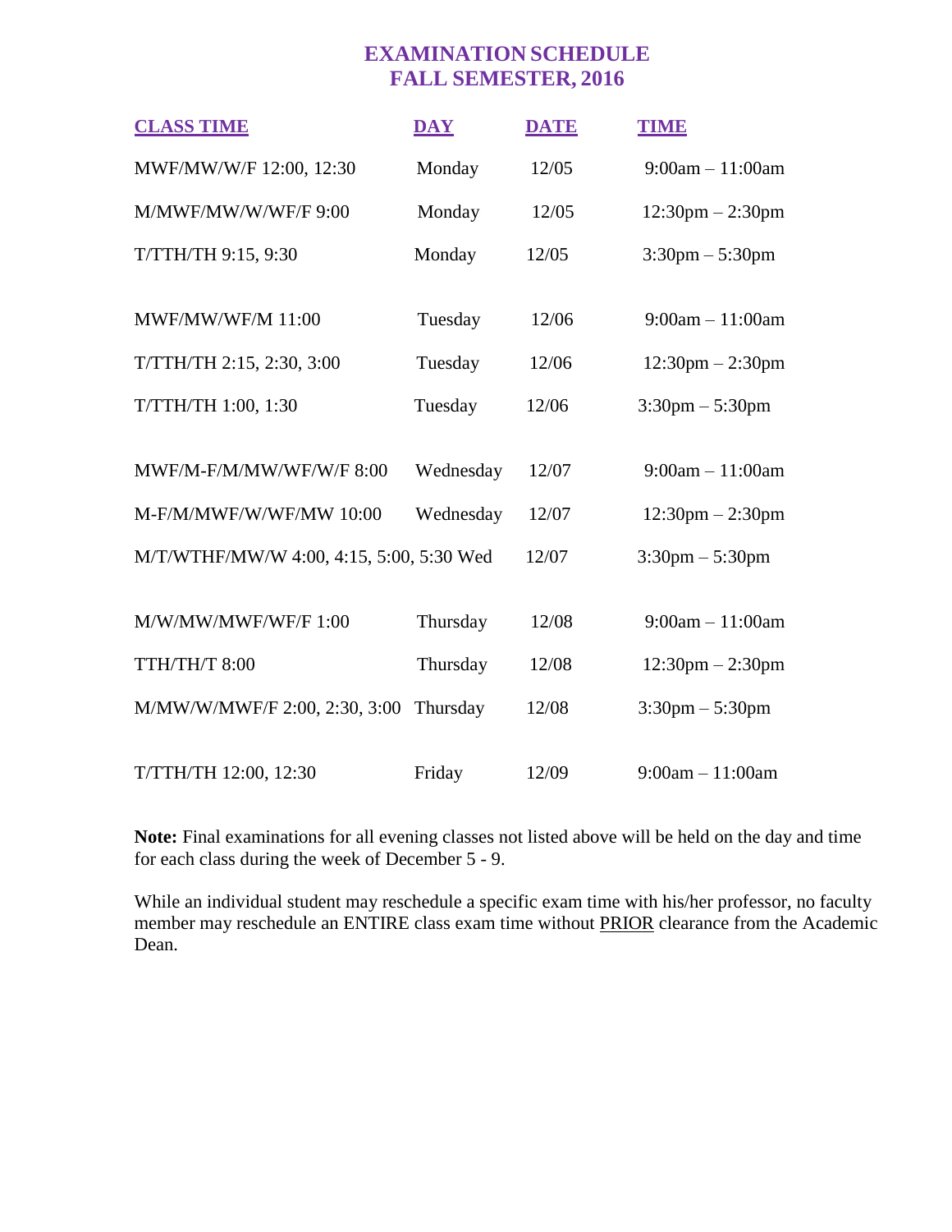# EXAMINATION SCHEDULE
## FALL SEMESTER, 2016

| CLASS TIME | DAY | DATE | TIME |
|---|---|---|---|
| MWF/MW/W/F 12:00, 12:30 | Monday | 12/05 | 9:00am – 11:00am |
| M/MWF/MW/W/WF/F 9:00 | Monday | 12/05 | 12:30pm – 2:30pm |
| T/TTH/TH 9:15, 9:30 | Monday | 12/05 | 3:30pm – 5:30pm |
| MWF/MW/WF/M 11:00 | Tuesday | 12/06 | 9:00am – 11:00am |
| T/TTH/TH 2:15, 2:30, 3:00 | Tuesday | 12/06 | 12:30pm – 2:30pm |
| T/TTH/TH 1:00, 1:30 | Tuesday | 12/06 | 3:30pm – 5:30pm |
| MWF/M-F/M/MW/WF/W/F 8:00 | Wednesday | 12/07 | 9:00am – 11:00am |
| M-F/M/MWF/W/WF/MW 10:00 | Wednesday | 12/07 | 12:30pm – 2:30pm |
| M/T/WTHF/MW/W 4:00, 4:15, 5:00, 5:30 | Wed | 12/07 | 3:30pm – 5:30pm |
| M/W/MW/MWF/WF/F 1:00 | Thursday | 12/08 | 9:00am – 11:00am |
| TTH/TH/T 8:00 | Thursday | 12/08 | 12:30pm – 2:30pm |
| M/MW/W/MWF/F 2:00, 2:30, 3:00 | Thursday | 12/08 | 3:30pm – 5:30pm |
| T/TTH/TH 12:00, 12:30 | Friday | 12/09 | 9:00am – 11:00am |

**Note:** Final examinations for all evening classes not listed above will be held on the day and time for each class during the week of December 5 - 9.

While an individual student may reschedule a specific exam time with his/her professor, no faculty member may reschedule an ENTIRE class exam time without PRIOR clearance from the Academic Dean.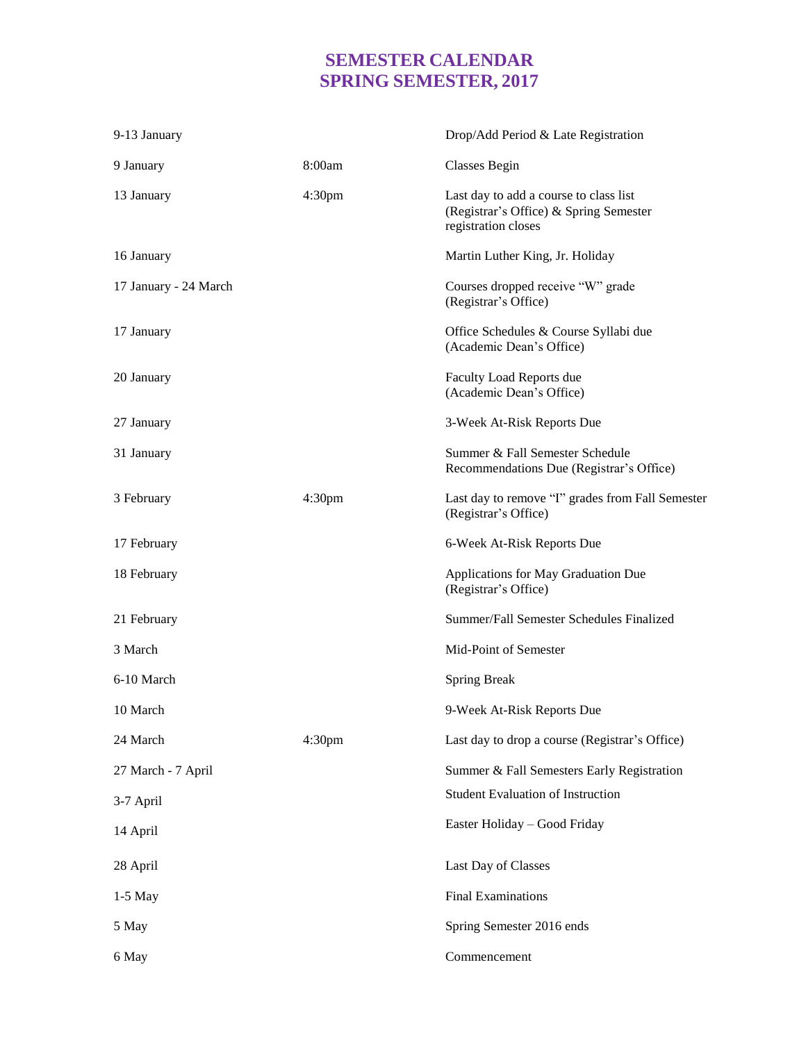# SEMESTER CALENDAR
# SPRING SEMESTER, 2017

| Date | Time | Event |
|---|---|---|
| 9-13 January | | Drop/Add Period & Late Registration |
| 9 January | 8:00am | Classes Begin |
| 13 January | 4:30pm | Last day to add a course to class list (Registrar's Office) & Spring Semester registration closes |
| 16 January | | Martin Luther King, Jr. Holiday |
| 17 January - 24 March | | Courses dropped receive "W" grade (Registrar's Office) |
| 17 January | | Office Schedules & Course Syllabi due (Academic Dean's Office) |
| 20 January | | Faculty Load Reports due (Academic Dean's Office) |
| 27 January | | 3-Week At-Risk Reports Due |
| 31 January | | Summer & Fall Semester Schedule Recommendations Due (Registrar's Office) |
| 3 February | 4:30pm | Last day to remove "I" grades from Fall Semester (Registrar's Office) |
| 17 February | | 6-Week At-Risk Reports Due |
| 18 February | | Applications for May Graduation Due (Registrar's Office) |
| 21 February | | Summer/Fall Semester Schedules Finalized |
| 3 March | | Mid-Point of Semester |
| 6-10 March | | Spring Break |
| 10 March | | 9-Week At-Risk Reports Due |
| 24 March | 4:30pm | Last day to drop a course (Registrar's Office) |
| 27 March - 7 April | | Summer & Fall Semesters Early Registration |
| 3-7 April | | Student Evaluation of Instruction |
| 14 April | | Easter Holiday – Good Friday |
| 28 April | | Last Day of Classes |
| 1-5 May | | Final Examinations |
| 5 May | | Spring Semester 2016 ends |
| 6 May | | Commencement |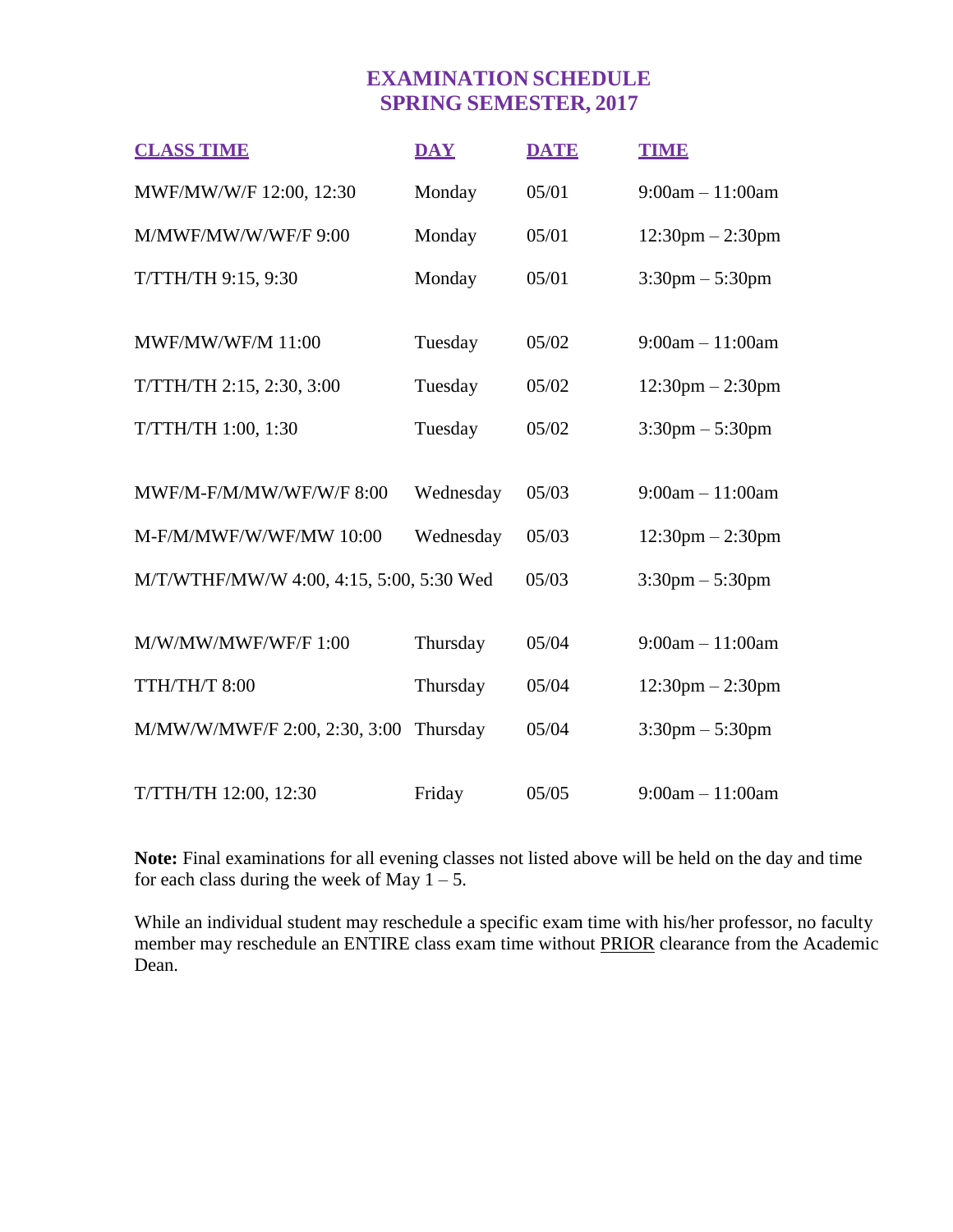# EXAMINATION SCHEDULE
# SPRING SEMESTER, 2017

| CLASS TIME | DAY | DATE | TIME |
|---|---|---|---|
| MWF/MW/W/F 12:00, 12:30 | Monday | 05/01 | 9:00am – 11:00am |
| M/MWF/MW/W/WF/F 9:00 | Monday | 05/01 | 12:30pm – 2:30pm |
| T/TTH/TH 9:15, 9:30 | Monday | 05/01 | 3:30pm – 5:30pm |
| MWF/MW/WF/M 11:00 | Tuesday | 05/02 | 9:00am – 11:00am |
| T/TTH/TH 2:15, 2:30, 3:00 | Tuesday | 05/02 | 12:30pm – 2:30pm |
| T/TTH/TH 1:00, 1:30 | Tuesday | 05/02 | 3:30pm – 5:30pm |
| MWF/M-F/M/MW/WF/W/F 8:00 | Wednesday | 05/03 | 9:00am – 11:00am |
| M-F/M/MWF/W/WF/MW 10:00 | Wednesday | 05/03 | 12:30pm – 2:30pm |
| M/T/WTHF/MW/W 4:00, 4:15, 5:00, 5:30 | Wed | 05/03 | 3:30pm – 5:30pm |
| M/W/MW/MWF/WF/F 1:00 | Thursday | 05/04 | 9:00am – 11:00am |
| TTH/TH/T 8:00 | Thursday | 05/04 | 12:30pm – 2:30pm |
| M/MW/W/MWF/F 2:00, 2:30, 3:00 | Thursday | 05/04 | 3:30pm – 5:30pm |
| T/TTH/TH 12:00, 12:30 | Friday | 05/05 | 9:00am – 11:00am |

**Note:** Final examinations for all evening classes not listed above will be held on the day and time for each class during the week of May 1 – 5.

While an individual student may reschedule a specific exam time with his/her professor, no faculty member may reschedule an ENTIRE class exam time without PRIOR clearance from the Academic Dean.